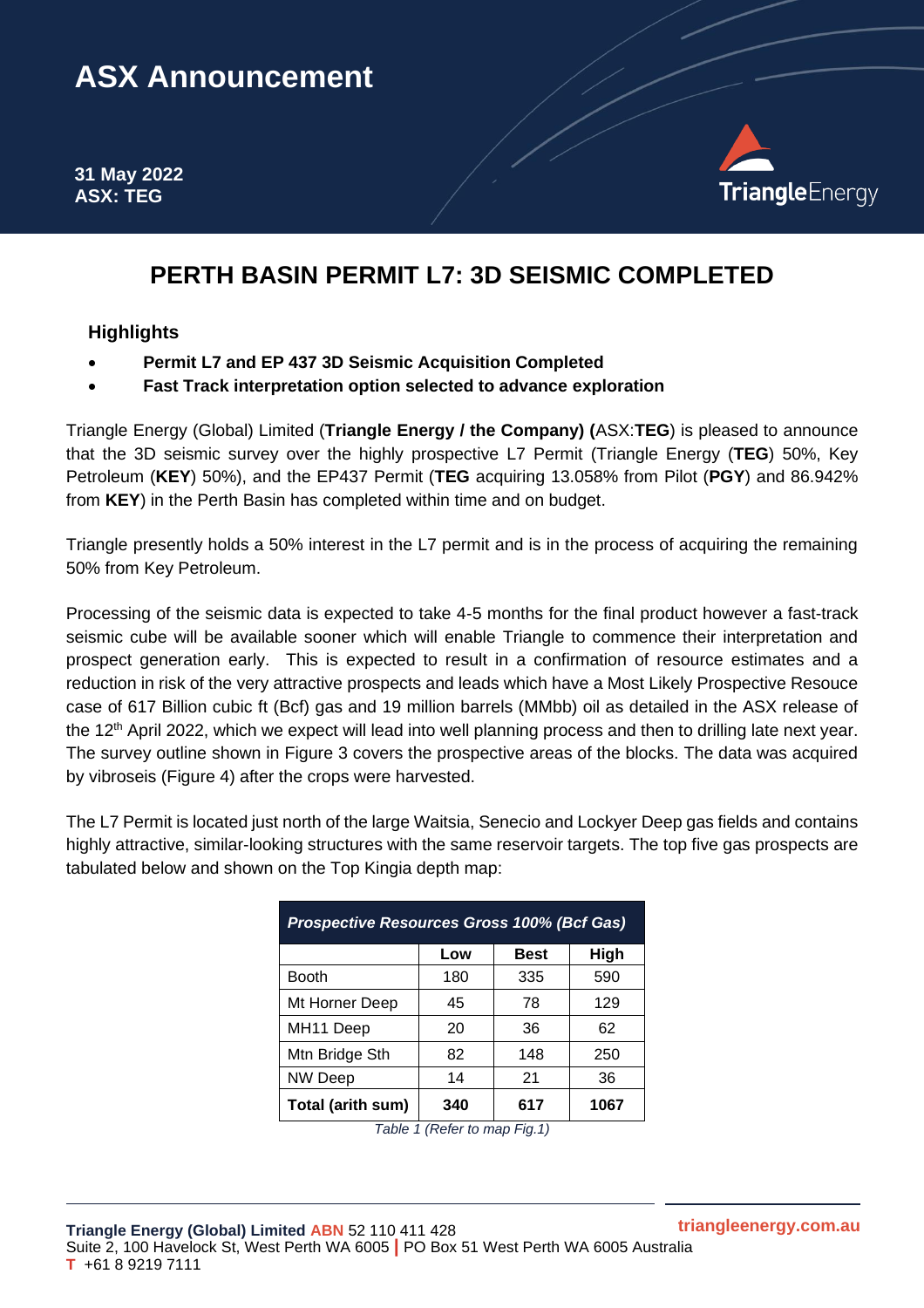# ASX Announcement

**31 May 2022**
**ASX: TEG**

## PERTH BASIN PERMIT L7: 3D SEISMIC COMPLETED

### Highlights

- **Permit L7 and EP 437 3D Seismic Acquisition Completed**
- **Fast Track interpretation option selected to advance exploration**

Triangle Energy (Global) Limited (**Triangle Energy / the Company) (**ASX:**TEG**) is pleased to announce that the 3D seismic survey over the highly prospective L7 Permit (Triangle Energy (**TEG**) 50%, Key Petroleum (**KEY**) 50%), and the EP437 Permit (**TEG** acquiring 13.058% from Pilot (**PGY**) and 86.942% from **KEY**) in the Perth Basin has completed within time and on budget.

Triangle presently holds a 50% interest in the L7 permit and is in the process of acquiring the remaining 50% from Key Petroleum.

Processing of the seismic data is expected to take 4-5 months for the final product however a fast-track seismic cube will be available sooner which will enable Triangle to commence their interpretation and prospect generation early. This is expected to result in a confirmation of resource estimates and a reduction in risk of the very attractive prospects and leads which have a Most Likely Prospective Resouce case of 617 Billion cubic ft (Bcf) gas and 19 million barrels (MMbb) oil as detailed in the ASX release of the 12th April 2022, which we expect will lead into well planning process and then to drilling late next year. The survey outline shown in Figure 3 covers the prospective areas of the blocks. The data was acquired by vibroseis (Figure 4) after the crops were harvested.

The L7 Permit is located just north of the large Waitsia, Senecio and Lockyer Deep gas fields and contains highly attractive, similar-looking structures with the same reservoir targets. The top five gas prospects are tabulated below and shown on the Top Kingia depth map:

| *Prospective Resources Gross 100% (Bcf Gas)* | | | |
|---|---|---|---|
| | **Low** | **Best** | **High** |
| Booth | 180 | 335 | 590 |
| Mt Horner Deep | 45 | 78 | 129 |
| MH11 Deep | 20 | 36 | 62 |
| Mtn Bridge Sth | 82 | 148 | 250 |
| NW Deep | 14 | 21 | 36 |
| **Total (arith sum)** | **340** | **617** | **1067** |

*Table 1 (Refer to map Fig.1)*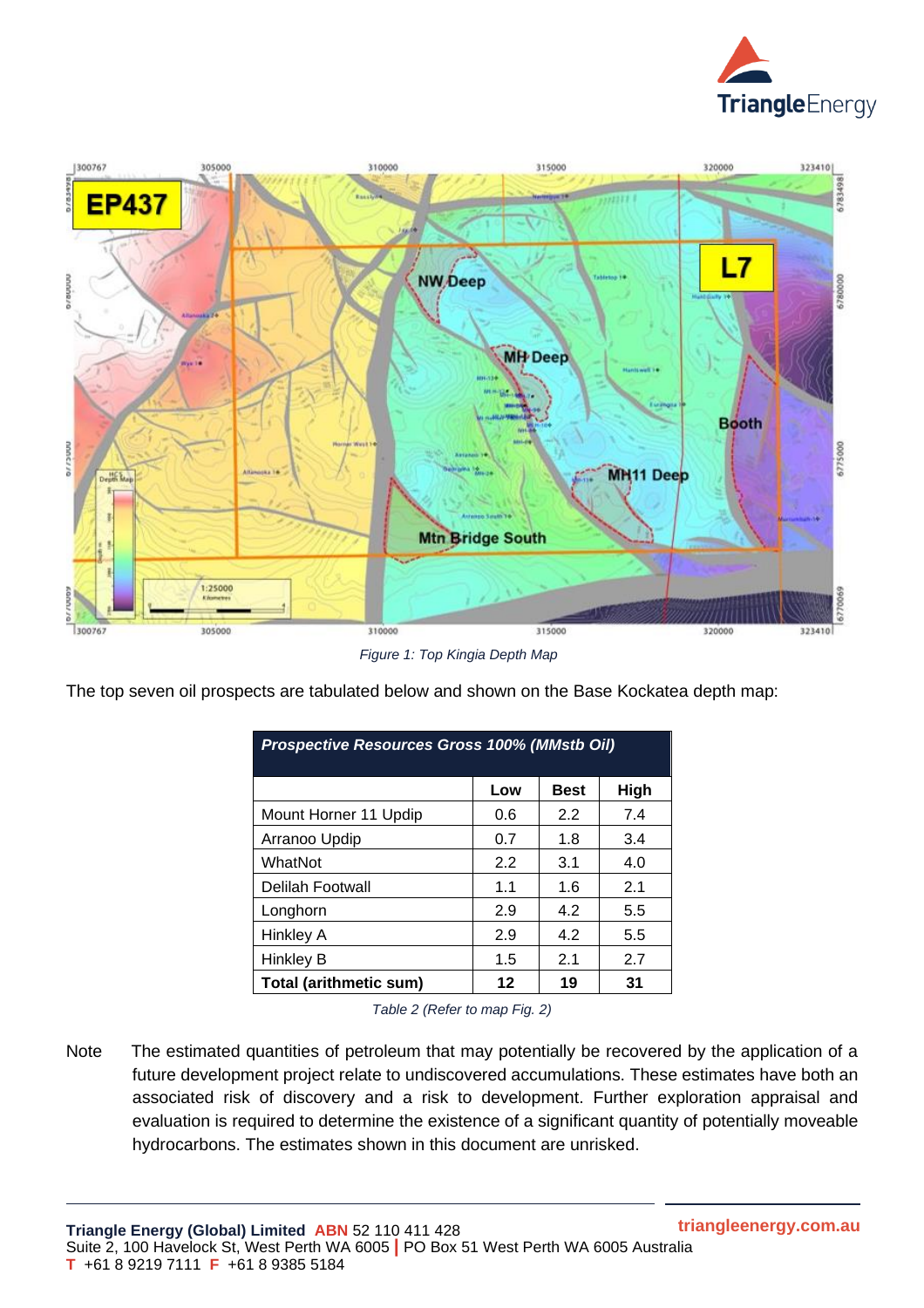Figure 1: Top Kingia Depth Map

The top seven oil prospects are tabulated below and shown on the Base Kockatea depth map:

| *Prospective Resources Gross 100% (MMstb Oil)* | | | |
|---|---|---|---|
| | **Low** | **Best** | **High** |
| Mount Horner 11 Updip | 0.6 | 2.2 | 7.4 |
| Arranoo Updip | 0.7 | 1.8 | 3.4 |
| WhatNot | 2.2 | 3.1 | 4.0 |
| Delilah Footwall | 1.1 | 1.6 | 2.1 |
| Longhorn | 2.9 | 4.2 | 5.5 |
| Hinkley A | 2.9 | 4.2 | 5.5 |
| Hinkley B | 1.5 | 2.1 | 2.7 |
| **Total (arithmetic sum)** | **12** | **19** | **31** |

Table 2 (Refer to map Fig. 2)

Note  The estimated quantities of petroleum that may potentially be recovered by the application of a future development project relate to undiscovered accumulations. These estimates have both an associated risk of discovery and a risk to development. Further exploration appraisal and evaluation is required to determine the existence of a significant quantity of potentially moveable hydrocarbons. The estimates shown in this document are unrisked.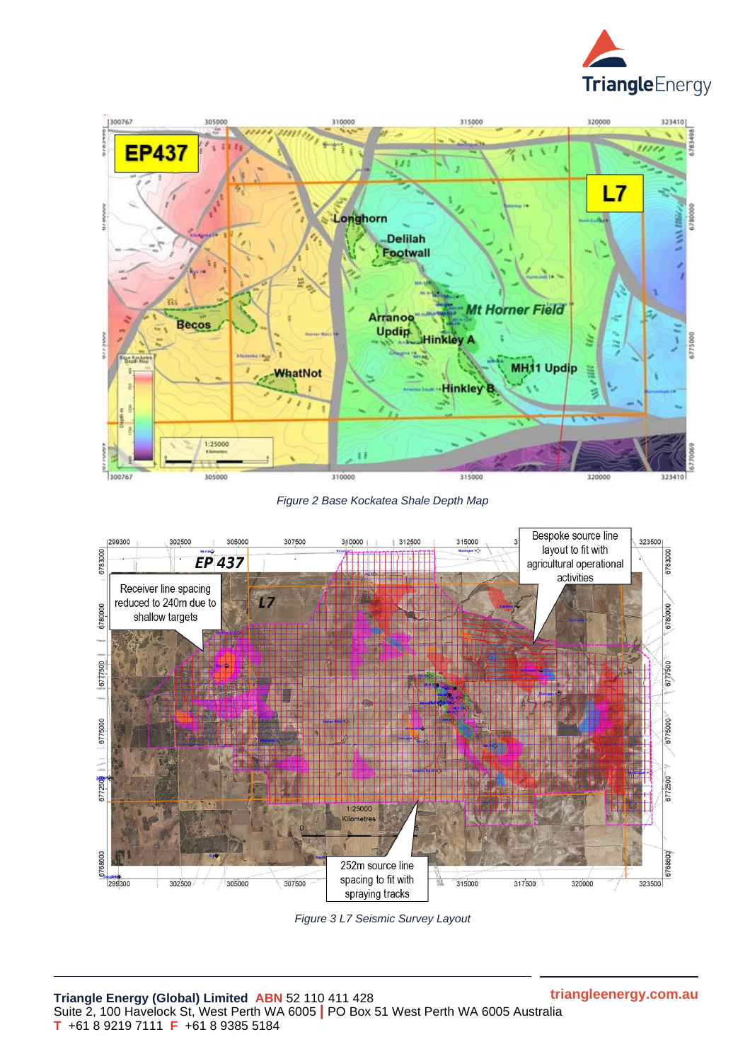*Figure 2 Base Kockatea Shale Depth Map*

*Figure 3 L7 Seismic Survey Layout*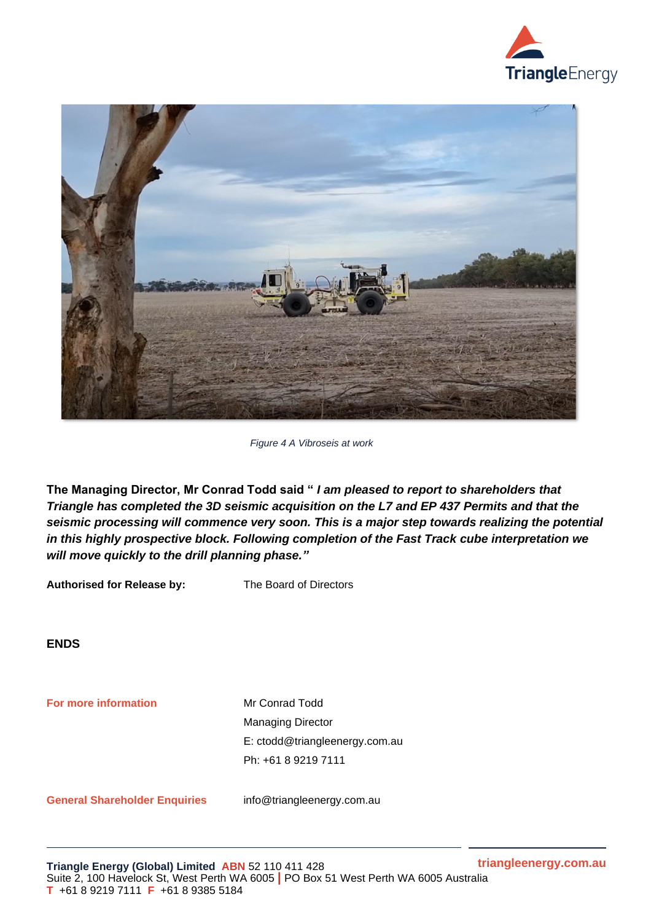*Figure 4 A Vibroseis at work*

**The Managing Director, Mr Conrad Todd said "** ***I am pleased to report to shareholders that Triangle has completed the 3D seismic acquisition on the L7 and EP 437 Permits and that the seismic processing will commence very soon. This is a major step towards realizing the potential in this highly prospective block. Following completion of the Fast Track cube interpretation we will move quickly to the drill planning phase."***

**Authorised for Release by:** The Board of Directors

**ENDS**

**For more information**

Mr Conrad Todd
Managing Director
E: ctodd@triangleenergy.com.au
Ph: +61 8 9219 7111

**General Shareholder Enquiries** info@triangleenergy.com.au

**Triangle Energy (Global) Limited** **ABN** 52 110 411 428
Suite 2, 100 Havelock St, West Perth WA 6005 | PO Box 51 West Perth WA 6005 Australia
**T** +61 8 9219 7111 **F** +61 8 9385 5184

**triangleenergy.com.au**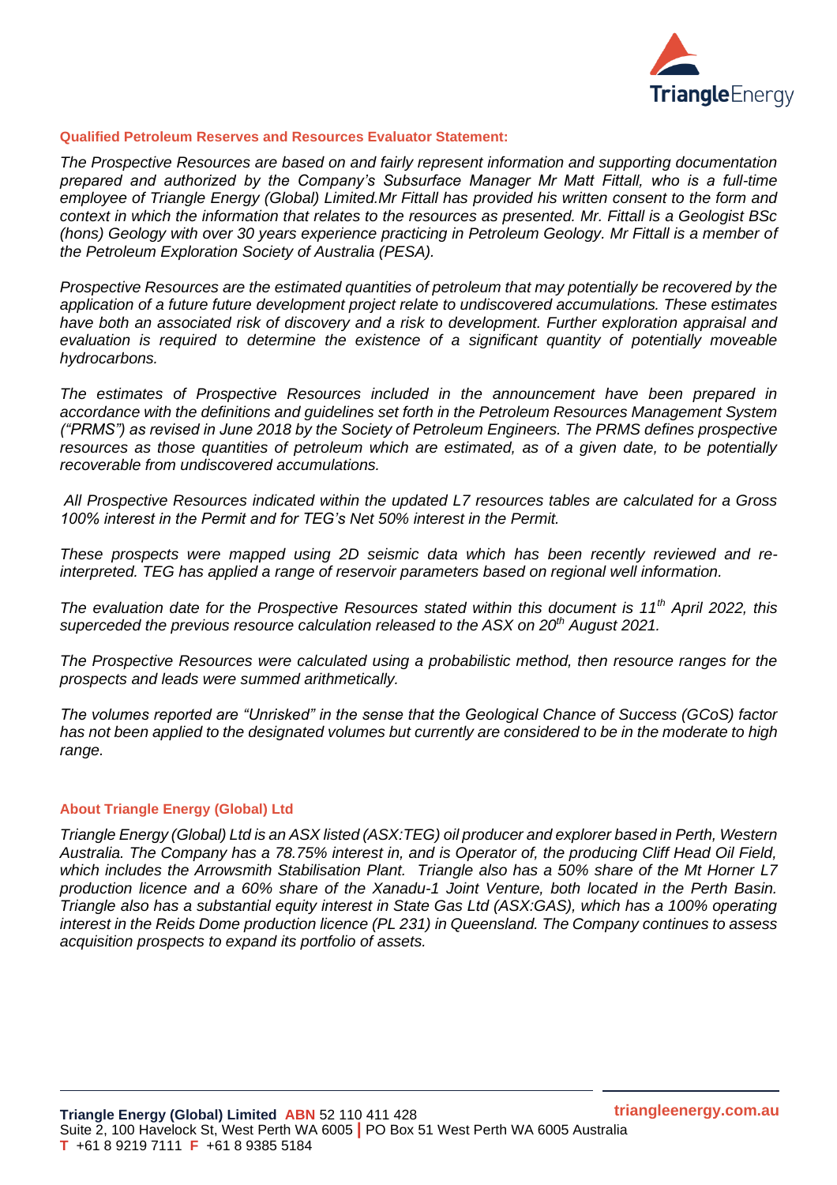### Qualified Petroleum Reserves and Resources Evaluator Statement:

*The Prospective Resources are based on and fairly represent information and supporting documentation prepared and authorized by the Company's Subsurface Manager Mr Matt Fittall, who is a full-time employee of Triangle Energy (Global) Limited.Mr Fittall has provided his written consent to the form and context in which the information that relates to the resources as presented. Mr. Fittall is a Geologist BSc (hons) Geology with over 30 years experience practicing in Petroleum Geology. Mr Fittall is a member of the Petroleum Exploration Society of Australia (PESA).*

*Prospective Resources are the estimated quantities of petroleum that may potentially be recovered by the application of a future future development project relate to undiscovered accumulations. These estimates have both an associated risk of discovery and a risk to development. Further exploration appraisal and evaluation is required to determine the existence of a significant quantity of potentially moveable hydrocarbons.*

*The estimates of Prospective Resources included in the announcement have been prepared in accordance with the definitions and guidelines set forth in the Petroleum Resources Management System ("PRMS") as revised in June 2018 by the Society of Petroleum Engineers. The PRMS defines prospective resources as those quantities of petroleum which are estimated, as of a given date, to be potentially recoverable from undiscovered accumulations.*

*All Prospective Resources indicated within the updated L7 resources tables are calculated for a Gross 100% interest in the Permit and for TEG's Net 50% interest in the Permit.*

*These prospects were mapped using 2D seismic data which has been recently reviewed and re-interpreted. TEG has applied a range of reservoir parameters based on regional well information.*

*The evaluation date for the Prospective Resources stated within this document is 11th April 2022, this superceded the previous resource calculation released to the ASX on 20th August 2021.*

*The Prospective Resources were calculated using a probabilistic method, then resource ranges for the prospects and leads were summed arithmetically.*

*The volumes reported are "Unrisked" in the sense that the Geological Chance of Success (GCoS) factor has not been applied to the designated volumes but currently are considered to be in the moderate to high range.*

### About Triangle Energy (Global) Ltd

*Triangle Energy (Global) Ltd is an ASX listed (ASX:TEG) oil producer and explorer based in Perth, Western Australia. The Company has a 78.75% interest in, and is Operator of, the producing Cliff Head Oil Field, which includes the Arrowsmith Stabilisation Plant. Triangle also has a 50% share of the Mt Horner L7 production licence and a 60% share of the Xanadu-1 Joint Venture, both located in the Perth Basin. Triangle also has a substantial equity interest in State Gas Ltd (ASX:GAS), which has a 100% operating interest in the Reids Dome production licence (PL 231) in Queensland. The Company continues to assess acquisition prospects to expand its portfolio of assets.*